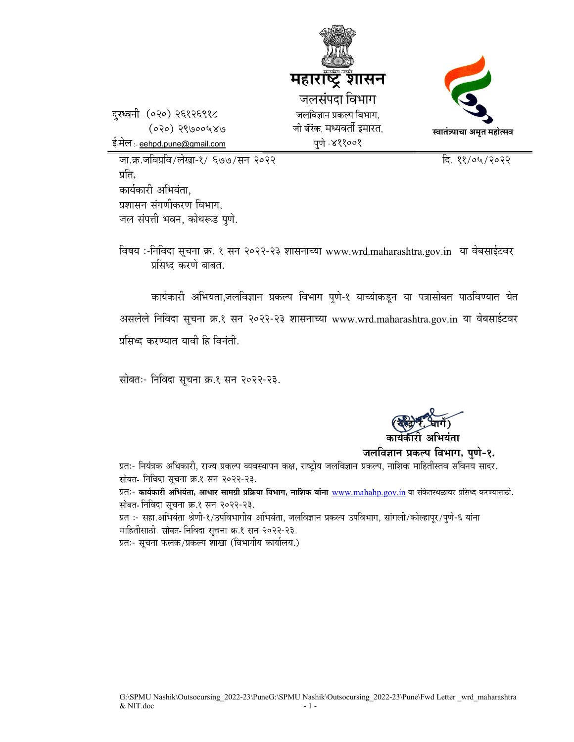सत्यमेव जयते

# महाराष्ट्र शासन

## जलसंपदा विभाग

जलविज्ञान प्रकल्प विभाग,
जी बॅरॅक, मध्यवर्ती इमारत,
पुणे -४११००१

स्वातंत्र्याचा अमृत महोत्सव

दुरध्वनी - (०२०) २६१२६९१८
(०२०) २९७०००५४७
ई मेल :- eehpd.pune@gmail.com

जा.क्र.जविप्रवि/लेखा-१/ ६७७/सन २०२२ दि. ११/०५/२०२२

प्रति,
कार्यकारी अभियंता,
प्रशासन संगणीकरण विभाग,
जल संपत्ती भवन, कोथरूड पुणे.

विषय :-निविदा सूचना क्र. १ सन २०२२-२३ शासनाच्या www.wrd.maharashtra.gov.in या वेबसाईटवर प्रसिध्द करणे बाबत.

कार्यकारी अभियता,जलविज्ञान प्रकल्प विभाग पुणे-१ याच्यांकडून या पत्रासोबत पाठविण्यात येत असलेले निविदा सूचना क्र.१ सन २०२२-२३ शासनाच्या www.wrd.maharashtra.gov.in या वेबसाईटवर प्रसिध्द करण्यात यावी हि विनंती.

सोबतः- निविदा सूचना क्र.१ सन २०२२-२३.

(केंद्रे र. धार्गे)
**कार्यकारी अभियंता**
**जलविज्ञान प्रकल्प विभाग, पुणे-१.**

प्रतः- नियंत्रक अधिकारी, राज्य प्रकल्प व्यवस्थापन कक्ष, राष्ट्रीय जलविज्ञान प्रकल्प, नाशिक माहितीस्तव सविनय सादर. सोबत- निविदा सूचना क्र.१ सन २०२२-२३.
प्रतः- **कार्यकारी अभियंता, आधार सामग्री प्रक्रिया विभाग, नाशिक यांना** www.mahahp.gov.in या संकेतस्थळावर प्रसिध्द करण्यासाठी. सोबत- निविदा सूचना क्र.१ सन २०२२-२३.
प्रत :- सहा.अभियंता श्रेणी-१/उपविभागीय अभियंता, जलविज्ञान प्रकल्प उपविभाग, सांगली/कोल्हापूर/पुणे-६ यांना माहितीसाठी. सोबत- निविदा सूचना क्र.१ सन २०२२-२३.
प्रतः- सूचना फलक/प्रकल्प शाखा (विभागीय कार्यालय.)

G:\SPMU Nashik\Outsocursing_2022-23\PuneG:\SPMU Nashik\Outsocursing_2022-23\Pune\Fwd Letter _wrd_maharashtra & NIT.doc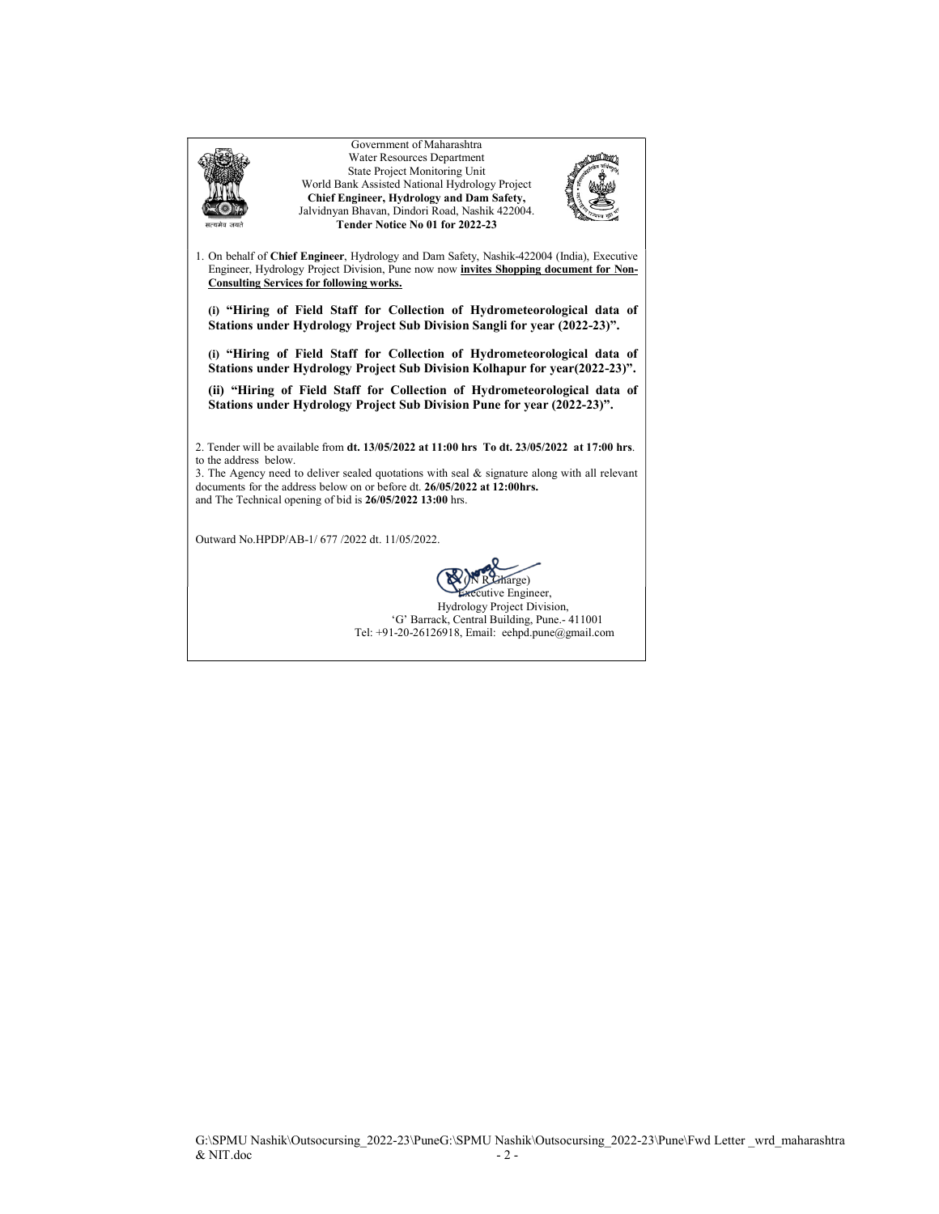Government of Maharashtra
Water Resources Department
State Project Monitoring Unit
World Bank Assisted National Hydrology Project
**Chief Engineer, Hydrology and Dam Safety,**
Jalvidnyan Bhavan, Dindori Road, Nashik 422004.
**Tender Notice No 01 for 2022-23**

1. On behalf of **Chief Engineer**, Hydrology and Dam Safety, Nashik-422004 (India), Executive Engineer, Hydrology Project Division, Pune now now **invites Shopping document for Non-Consulting Services for following works.**

   **(i) "Hiring of Field Staff for Collection of Hydrometeorological data of Stations under Hydrology Project Sub Division Sangli for year (2022-23)".**

   **(i) "Hiring of Field Staff for Collection of Hydrometeorological data of Stations under Hydrology Project Sub Division Kolhapur for year(2022-23)".**

   **(ii) "Hiring of Field Staff for Collection of Hydrometeorological data of Stations under Hydrology Project Sub Division Pune for year (2022-23)".**

2. Tender will be available from **dt. 13/05/2022 at 11:00 hrs To dt. 23/05/2022 at 17:00 hrs**. to the address below.
3. The Agency need to deliver sealed quotations with seal & signature along with all relevant documents for the address below on or before dt. **26/05/2022 at 12:00hrs.** and The Technical opening of bid is **26/05/2022 13:00** hrs.

Outward No.HPDP/AB-1/ 677 /2022 dt. 11/05/2022.

(N R Gharge)
Executive Engineer,
Hydrology Project Division,
'G' Barrack, Central Building, Pune.- 411001
Tel: +91-20-26126918, Email: eehpd.pune@gmail.com

G:\SPMU Nashik\Outsocursing_2022-23\PuneG:\SPMU Nashik\Outsocursing_2022-23\Pune\Fwd Letter _wrd_maharashtra & NIT.doc